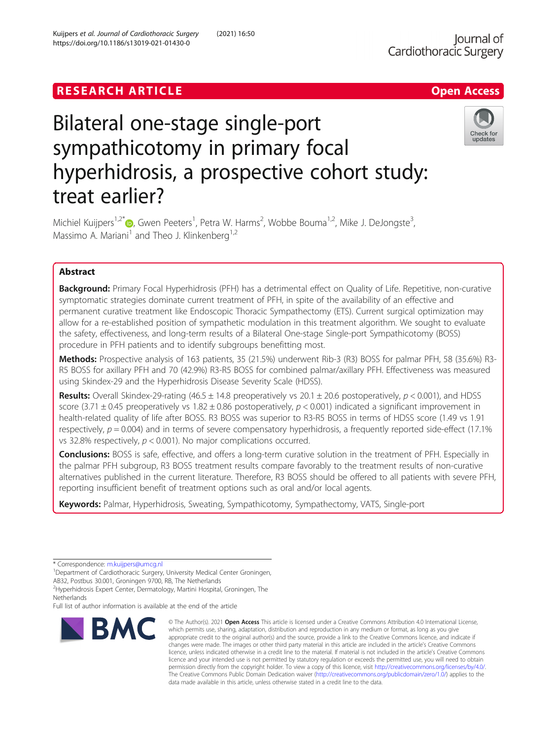RESEARCH ARTICLE

Open Access

# Bilateral one-stage single-port sympathicotomy in primary focal hyperhidrosis, a prospective cohort study: treat earlier?

Michiel Kuijpers[1,2*], Gwen Peeters[1], Petra W. Harms[2], Wobbe Bouma[1,2], Mike J. DeJongste[3], Massimo A. Mariani[1] and Theo J. Klinkenberg[1,2]

## Abstract

**Background:** Primary Focal Hyperhidrosis (PFH) has a detrimental effect on Quality of Life. Repetitive, non-curative symptomatic strategies dominate current treatment of PFH, in spite of the availability of an effective and permanent curative treatment like Endoscopic Thoracic Sympathectomy (ETS). Current surgical optimization may allow for a re-established position of sympathetic modulation in this treatment algorithm. We sought to evaluate the safety, effectiveness, and long-term results of a Bilateral One-stage Single-port Sympathicotomy (BOSS) procedure in PFH patients and to identify subgroups benefitting most.

**Methods:** Prospective analysis of 163 patients, 35 (21.5%) underwent Rib-3 (R3) BOSS for palmar PFH, 58 (35.6%) R3-R5 BOSS for axillary PFH and 70 (42.9%) R3-R5 BOSS for combined palmar/axillary PFH. Effectiveness was measured using Skindex-29 and the Hyperhidrosis Disease Severity Scale (HDSS).

**Results:** Overall Skindex-29-rating (46.5 ± 14.8 preoperatively vs 20.1 ± 20.6 postoperatively, $p < 0.001$), and HDSS score (3.71 ± 0.45 preoperatively vs 1.82 ± 0.86 postoperatively, $p < 0.001$) indicated a significant improvement in health-related quality of life after BOSS. R3 BOSS was superior to R3-R5 BOSS in terms of HDSS score (1.49 vs 1.91 respectively, $p = 0.004$) and in terms of severe compensatory hyperhidrosis, a frequently reported side-effect (17.1% vs 32.8% respectively, $p < 0.001$). No major complications occurred.

**Conclusions:** BOSS is safe, effective, and offers a long-term curative solution in the treatment of PFH. Especially in the palmar PFH subgroup, R3 BOSS treatment results compare favorably to the treatment results of non-curative alternatives published in the current literature. Therefore, R3 BOSS should be offered to all patients with severe PFH, reporting insufficient benefit of treatment options such as oral and/or local agents.

**Keywords:** Palmar, Hyperhidrosis, Sweating, Sympathicotomy, Sympathectomy, VATS, Single-port

---

* Correspondence: m.kuijpers@umcg.nl
[1]Department of Cardiothoracic Surgery, University Medical Center Groningen, AB32, Postbus 30.001, Groningen 9700, RB, The Netherlands
[2]Hyperhidrosis Expert Center, Dermatology, Martini Hospital, Groningen, The Netherlands
Full list of author information is available at the end of the article

© The Author(s). 2021 **Open Access** This article is licensed under a Creative Commons Attribution 4.0 International License, which permits use, sharing, adaptation, distribution and reproduction in any medium or format, as long as you give appropriate credit to the original author(s) and the source, provide a link to the Creative Commons licence, and indicate if changes were made. The images or other third party material in this article are included in the article's Creative Commons licence, unless indicated otherwise in a credit line to the material. If material is not included in the article's Creative Commons licence and your intended use is not permitted by statutory regulation or exceeds the permitted use, you will need to obtain permission directly from the copyright holder. To view a copy of this licence, visit http://creativecommons.org/licenses/by/4.0/. The Creative Commons Public Domain Dedication waiver (http://creativecommons.org/publicdomain/zero/1.0/) applies to the data made available in this article, unless otherwise stated in a credit line to the data.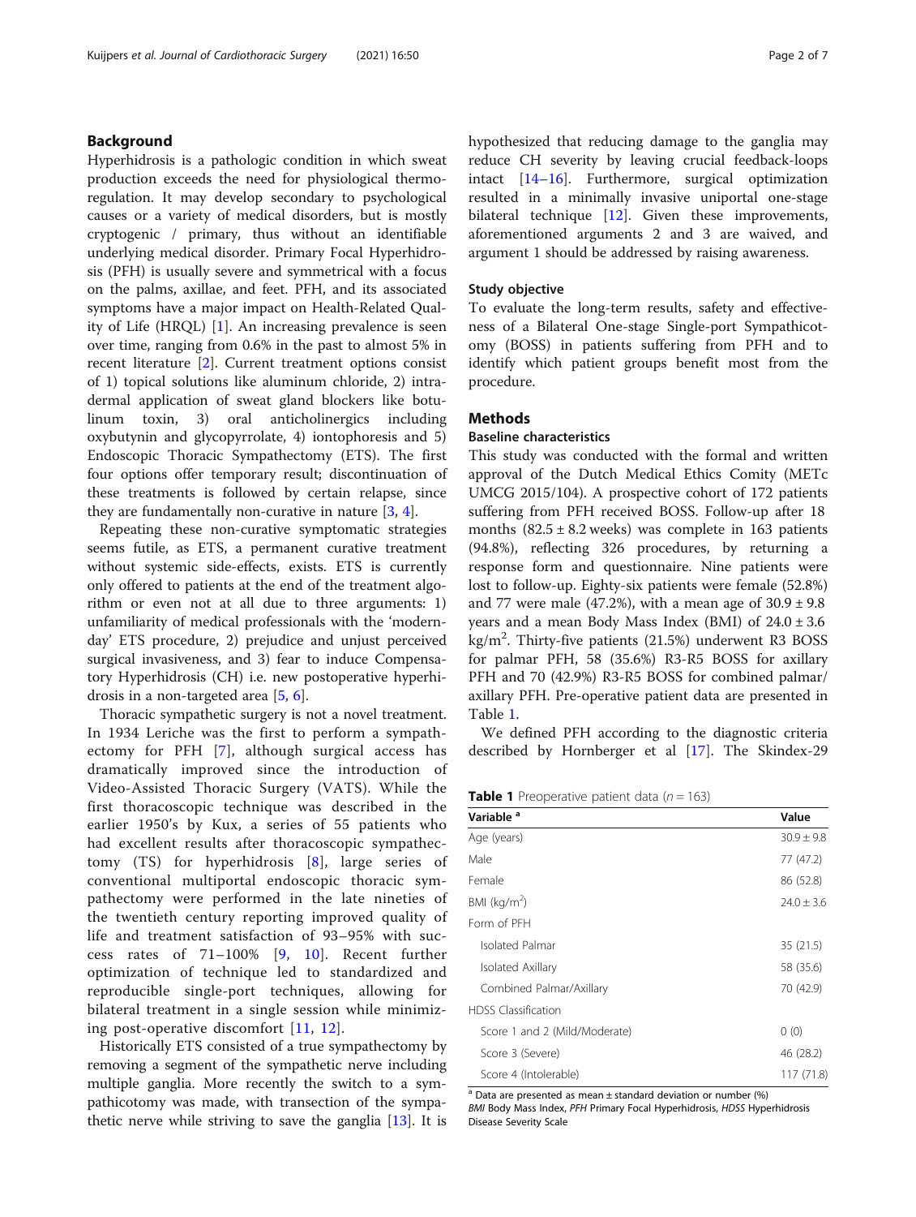## Background

Hyperhidrosis is a pathologic condition in which sweat production exceeds the need for physiological thermoregulation. It may develop secondary to psychological causes or a variety of medical disorders, but is mostly cryptogenic / primary, thus without an identifiable underlying medical disorder. Primary Focal Hyperhidrosis (PFH) is usually severe and symmetrical with a focus on the palms, axillae, and feet. PFH, and its associated symptoms have a major impact on Health-Related Quality of Life (HRQL) [1]. An increasing prevalence is seen over time, ranging from 0.6% in the past to almost 5% in recent literature [2]. Current treatment options consist of 1) topical solutions like aluminum chloride, 2) intradermal application of sweat gland blockers like botulinum toxin, 3) oral anticholinergics including oxybutynin and glycopyrrolate, 4) iontophoresis and 5) Endoscopic Thoracic Sympathectomy (ETS). The first four options offer temporary result; discontinuation of these treatments is followed by certain relapse, since they are fundamentally non-curative in nature [3, 4].

Repeating these non-curative symptomatic strategies seems futile, as ETS, a permanent curative treatment without systemic side-effects, exists. ETS is currently only offered to patients at the end of the treatment algorithm or even not at all due to three arguments: 1) unfamiliarity of medical professionals with the 'modern-day' ETS procedure, 2) prejudice and unjust perceived surgical invasiveness, and 3) fear to induce Compensatory Hyperhidrosis (CH) i.e. new postoperative hyperhidrosis in a non-targeted area [5, 6].

Thoracic sympathetic surgery is not a novel treatment. In 1934 Leriche was the first to perform a sympathectomy for PFH [7], although surgical access has dramatically improved since the introduction of Video-Assisted Thoracic Surgery (VATS). While the first thoracoscopic technique was described in the earlier 1950's by Kux, a series of 55 patients who had excellent results after thoracoscopic sympathectomy (TS) for hyperhidrosis [8], large series of conventional multiportal endoscopic thoracic sympathectomy were performed in the late nineties of the twentieth century reporting improved quality of life and treatment satisfaction of 93–95% with success rates of 71–100% [9, 10]. Recent further optimization of technique led to standardized and reproducible single-port techniques, allowing for bilateral treatment in a single session while minimizing post-operative discomfort [11, 12].

Historically ETS consisted of a true sympathectomy by removing a segment of the sympathetic nerve including multiple ganglia. More recently the switch to a sympathicotomy was made, with transection of the sympathetic nerve while striving to save the ganglia [13]. It is hypothesized that reducing damage to the ganglia may reduce CH severity by leaving crucial feedback-loops intact [14–16]. Furthermore, surgical optimization resulted in a minimally invasive uniportal one-stage bilateral technique [12]. Given these improvements, aforementioned arguments 2 and 3 are waived, and argument 1 should be addressed by raising awareness.

### Study objective

To evaluate the long-term results, safety and effectiveness of a Bilateral One-stage Single-port Sympathicotomy (BOSS) in patients suffering from PFH and to identify which patient groups benefit most from the procedure.

## Methods

### Baseline characteristics

This study was conducted with the formal and written approval of the Dutch Medical Ethics Comity (METc UMCG 2015/104). A prospective cohort of 172 patients suffering from PFH received BOSS. Follow-up after 18 months ($82.5 \pm 8.2$ weeks) was complete in 163 patients (94.8%), reflecting 326 procedures, by returning a response form and questionnaire. Nine patients were lost to follow-up. Eighty-six patients were female (52.8%) and 77 were male (47.2%), with a mean age of $30.9 \pm 9.8$ years and a mean Body Mass Index (BMI) of $24.0 \pm 3.6$ kg/m$^2$. Thirty-five patients (21.5%) underwent R3 BOSS for palmar PFH, 58 (35.6%) R3-R5 BOSS for axillary PFH and 70 (42.9%) R3-R5 BOSS for combined palmar/axillary PFH. Pre-operative patient data are presented in Table 1.

We defined PFH according to the diagnostic criteria described by Hornberger et al [17]. The Skindex-29

**Table 1** Preoperative patient data ($n = 163$)

| Variable [a] | Value |
|---|---|
| Age (years) | $30.9 \pm 9.8$ |
| Male | 77 (47.2) |
| Female | 86 (52.8) |
| BMI (kg/m$^2$) | $24.0 \pm 3.6$ |
| Form of PFH | |
| Isolated Palmar | 35 (21.5) |
| Isolated Axillary | 58 (35.6) |
| Combined Palmar/Axillary | 70 (42.9) |
| HDSS Classification | |
| Score 1 and 2 (Mild/Moderate) | 0 (0) |
| Score 3 (Severe) | 46 (28.2) |
| Score 4 (Intolerable) | 117 (71.8) |

[a] Data are presented as mean ± standard deviation or number (%)
*BMI* Body Mass Index, *PFH* Primary Focal Hyperhidrosis, *HDSS* Hyperhidrosis Disease Severity Scale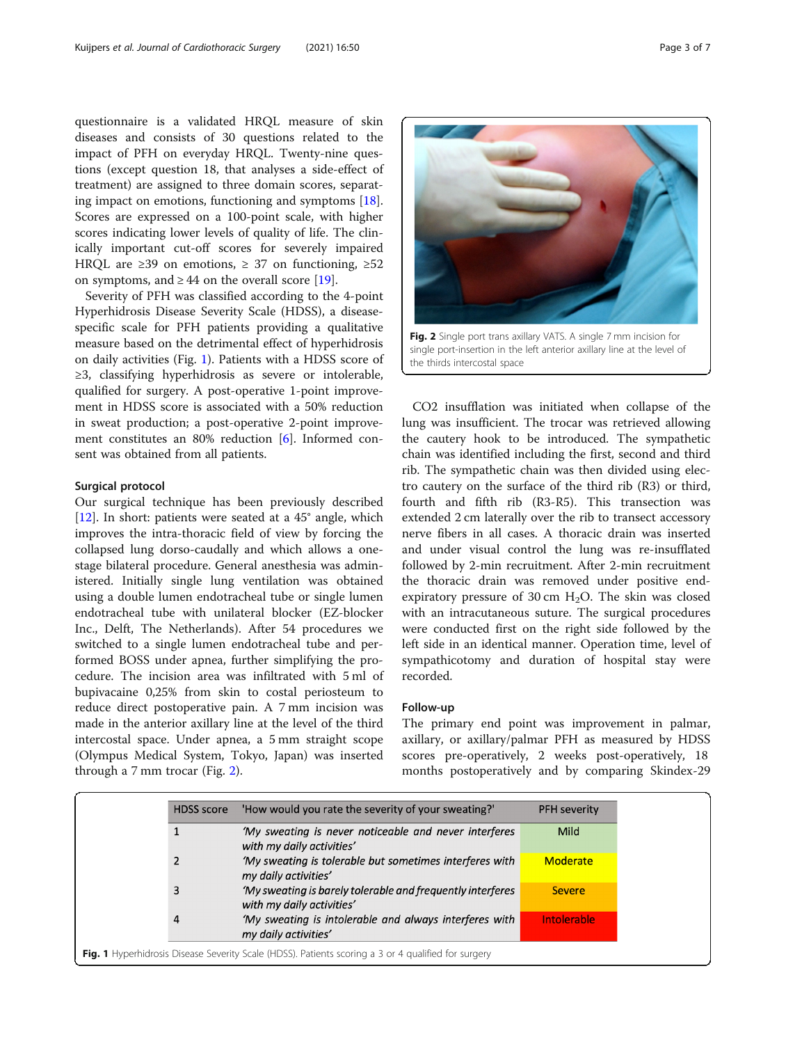questionnaire is a validated HRQL measure of skin diseases and consists of 30 questions related to the impact of PFH on everyday HRQL. Twenty-nine questions (except question 18, that analyses a side-effect of treatment) are assigned to three domain scores, separating impact on emotions, functioning and symptoms [18]. Scores are expressed on a 100-point scale, with higher scores indicating lower levels of quality of life. The clinically important cut-off scores for severely impaired HRQL are ≥39 on emotions, ≥ 37 on functioning, ≥52 on symptoms, and ≥ 44 on the overall score [19].

Severity of PFH was classified according to the 4-point Hyperhidrosis Disease Severity Scale (HDSS), a disease-specific scale for PFH patients providing a qualitative measure based on the detrimental effect of hyperhidrosis on daily activities (Fig. 1). Patients with a HDSS score of ≥3, classifying hyperhidrosis as severe or intolerable, qualified for surgery. A post-operative 1-point improvement in HDSS score is associated with a 50% reduction in sweat production; a post-operative 2-point improvement constitutes an 80% reduction [6]. Informed consent was obtained from all patients.

### Surgical protocol

Our surgical technique has been previously described [12]. In short: patients were seated at a 45° angle, which improves the intra-thoracic field of view by forcing the collapsed lung dorso-caudally and which allows a one-stage bilateral procedure. General anesthesia was administered. Initially single lung ventilation was obtained using a double lumen endotracheal tube or single lumen endotracheal tube with unilateral blocker (EZ-blocker Inc., Delft, The Netherlands). After 54 procedures we switched to a single lumen endotracheal tube and performed BOSS under apnea, further simplifying the procedure. The incision area was infiltrated with 5 ml of bupivacaine 0,25% from skin to costal periosteum to reduce direct postoperative pain. A 7 mm incision was made in the anterior axillary line at the level of the third intercostal space. Under apnea, a 5 mm straight scope (Olympus Medical System, Tokyo, Japan) was inserted through a 7 mm trocar (Fig. 2).

**Fig. 2** Single port trans axillary VATS. A single 7 mm incision for single port-insertion in the left anterior axillary line at the level of the thirds intercostal space

$CO_2$ insufflation was initiated when collapse of the lung was insufficient. The trocar was retrieved allowing the cautery hook to be introduced. The sympathetic chain was identified including the first, second and third rib. The sympathetic chain was then divided using electro cautery on the surface of the third rib (R3) or third, fourth and fifth rib (R3-R5). This transection was extended 2 cm laterally over the rib to transect accessory nerve fibers in all cases. A thoracic drain was inserted and under visual control the lung was re-insufflated followed by 2-min recruitment. After 2-min recruitment the thoracic drain was removed under positive end-expiratory pressure of 30 cm $H_2O$. The skin was closed with an intracutaneous suture. The surgical procedures were conducted first on the right side followed by the left side in an identical manner. Operation time, level of sympathicotomy and duration of hospital stay were recorded.

### Follow-up

The primary end point was improvement in palmar, axillary, or axillary/palmar PFH as measured by HDSS scores pre-operatively, 2 weeks post-operatively, 18 months postoperatively and by comparing Skindex-29

| HDSS score | 'How would you rate the severity of your sweating?' | PFH severity |
|---|---|---|
| 1 | *'My sweating is never noticeable and never interferes with my daily activities'* | Mild |
| 2 | *'My sweating is tolerable but sometimes interferes with my daily activities'* | Moderate |
| 3 | *'My sweating is barely tolerable and frequently interferes with my daily activities'* | Severe |
| 4 | *'My sweating is intolerable and always interferes with my daily activities'* | Intolerable |

**Fig. 1** Hyperhidrosis Disease Severity Scale (HDSS). Patients scoring a 3 or 4 qualified for surgery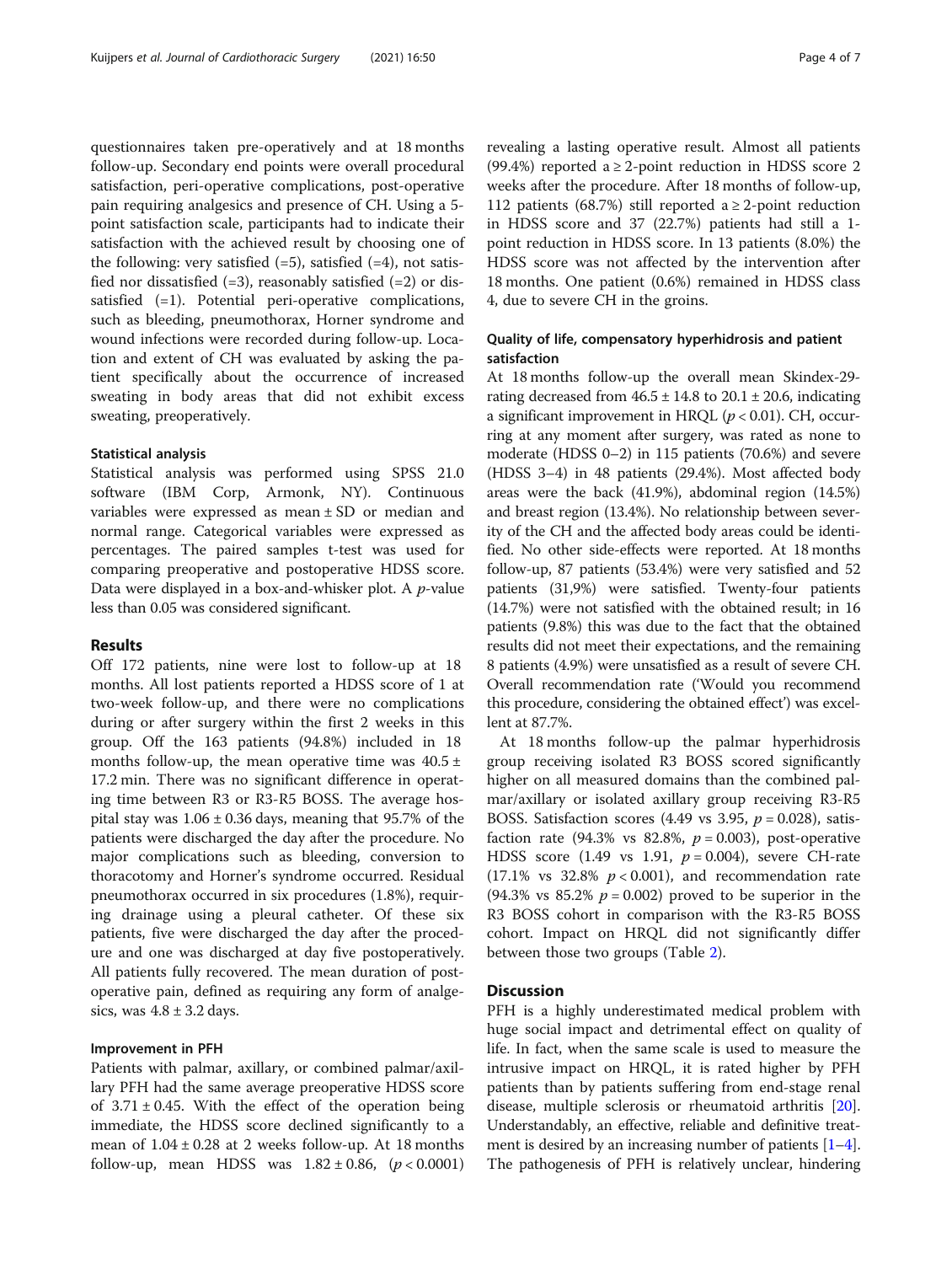questionnaires taken pre-operatively and at 18 months follow-up. Secondary end points were overall procedural satisfaction, peri-operative complications, post-operative pain requiring analgesics and presence of CH. Using a 5-point satisfaction scale, participants had to indicate their satisfaction with the achieved result by choosing one of the following: very satisfied (=5), satisfied (=4), not satisfied nor dissatisfied (=3), reasonably satisfied (=2) or dissatisfied (=1). Potential peri-operative complications, such as bleeding, pneumothorax, Horner syndrome and wound infections were recorded during follow-up. Location and extent of CH was evaluated by asking the patient specifically about the occurrence of increased sweating in body areas that did not exhibit excess sweating, preoperatively.

### Statistical analysis

Statistical analysis was performed using SPSS 21.0 software (IBM Corp, Armonk, NY). Continuous variables were expressed as mean ± SD or median and normal range. Categorical variables were expressed as percentages. The paired samples t-test was used for comparing preoperative and postoperative HDSS score. Data were displayed in a box-and-whisker plot. A $p$-value less than 0.05 was considered significant.

## Results

Off 172 patients, nine were lost to follow-up at 18 months. All lost patients reported a HDSS score of 1 at two-week follow-up, and there were no complications during or after surgery within the first 2 weeks in this group. Off the 163 patients (94.8%) included in 18 months follow-up, the mean operative time was 40.5 ± 17.2 min. There was no significant difference in operating time between R3 or R3-R5 BOSS. The average hospital stay was 1.06 ± 0.36 days, meaning that 95.7% of the patients were discharged the day after the procedure. No major complications such as bleeding, conversion to thoracotomy and Horner's syndrome occurred. Residual pneumothorax occurred in six procedures (1.8%), requiring drainage using a pleural catheter. Of these six patients, five were discharged the day after the procedure and one was discharged at day five postoperatively. All patients fully recovered. The mean duration of postoperative pain, defined as requiring any form of analgesics, was 4.8 ± 3.2 days.

### Improvement in PFH

Patients with palmar, axillary, or combined palmar/axillary PFH had the same average preoperative HDSS score of 3.71 ± 0.45. With the effect of the operation being immediate, the HDSS score declined significantly to a mean of 1.04 ± 0.28 at 2 weeks follow-up. At 18 months follow-up, mean HDSS was 1.82 ± 0.86, ($p < 0.0001$) revealing a lasting operative result. Almost all patients (99.4%) reported a ≥ 2-point reduction in HDSS score 2 weeks after the procedure. After 18 months of follow-up, 112 patients (68.7%) still reported a ≥ 2-point reduction in HDSS score and 37 (22.7%) patients had still a 1-point reduction in HDSS score. In 13 patients (8.0%) the HDSS score was not affected by the intervention after 18 months. One patient (0.6%) remained in HDSS class 4, due to severe CH in the groins.

### Quality of life, compensatory hyperhidrosis and patient satisfaction

At 18 months follow-up the overall mean Skindex-29-rating decreased from 46.5 ± 14.8 to 20.1 ± 20.6, indicating a significant improvement in HRQL ($p < 0.01$). CH, occurring at any moment after surgery, was rated as none to moderate (HDSS 0–2) in 115 patients (70.6%) and severe (HDSS 3–4) in 48 patients (29.4%). Most affected body areas were the back (41.9%), abdominal region (14.5%) and breast region (13.4%). No relationship between severity of the CH and the affected body areas could be identified. No other side-effects were reported. At 18 months follow-up, 87 patients (53.4%) were very satisfied and 52 patients (31,9%) were satisfied. Twenty-four patients (14.7%) were not satisfied with the obtained result; in 16 patients (9.8%) this was due to the fact that the obtained results did not meet their expectations, and the remaining 8 patients (4.9%) were unsatisfied as a result of severe CH. Overall recommendation rate ('Would you recommend this procedure, considering the obtained effect') was excellent at 87.7%.

At 18 months follow-up the palmar hyperhidrosis group receiving isolated R3 BOSS scored significantly higher on all measured domains than the combined palmar/axillary or isolated axillary group receiving R3-R5 BOSS. Satisfaction scores (4.49 vs 3.95, $p = 0.028$), satisfaction rate (94.3% vs 82.8%, $p = 0.003$), post-operative HDSS score (1.49 vs 1.91, $p = 0.004$), severe CH-rate (17.1% vs 32.8% $p < 0.001$), and recommendation rate (94.3% vs 85.2% $p = 0.002$) proved to be superior in the R3 BOSS cohort in comparison with the R3-R5 BOSS cohort. Impact on HRQL did not significantly differ between those two groups (Table 2).

## Discussion

PFH is a highly underestimated medical problem with huge social impact and detrimental effect on quality of life. In fact, when the same scale is used to measure the intrusive impact on HRQL, it is rated higher by PFH patients than by patients suffering from end-stage renal disease, multiple sclerosis or rheumatoid arthritis [20]. Understandably, an effective, reliable and definitive treatment is desired by an increasing number of patients [1–4]. The pathogenesis of PFH is relatively unclear, hindering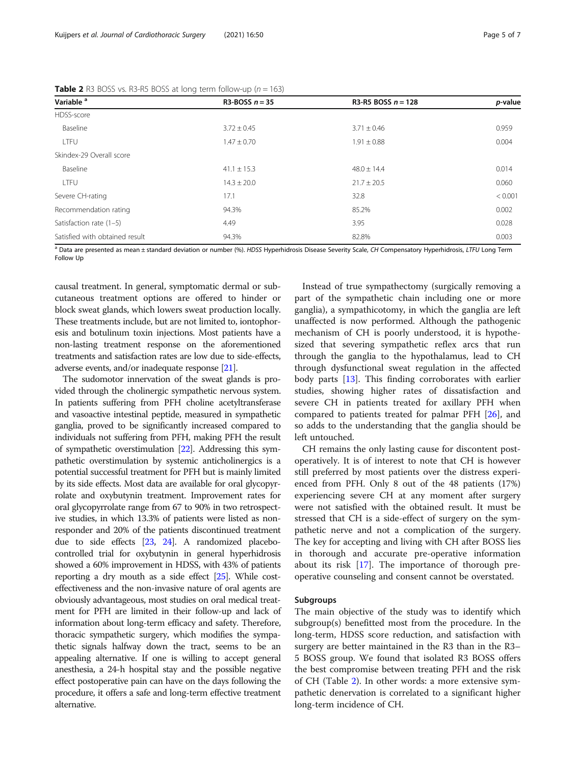**Table 2** R3 BOSS vs. R3-R5 BOSS at long term follow-up ($n = 163$)

| Variable [a] | R3-BOSS $n = 35$ | R3-R5 BOSS $n = 128$ | *p*-value |
|---|---|---|---|
| HDSS-score | | | |
| Baseline | 3.72 ± 0.45 | 3.71 ± 0.46 | 0.959 |
| LTFU | 1.47 ± 0.70 | 1.91 ± 0.88 | 0.004 |
| Skindex-29 Overall score | | | |
| Baseline | 41.1 ± 15.3 | 48.0 ± 14.4 | 0.014 |
| LTFU | 14.3 ± 20.0 | 21.7 ± 20.5 | 0.060 |
| Severe CH-rating | 17.1 | 32.8 | < 0.001 |
| Recommendation rating | 94.3% | 85.2% | 0.002 |
| Satisfaction rate (1–5) | 4.49 | 3.95 | 0.028 |
| Satisfied with obtained result | 94.3% | 82.8% | 0.003 |

[a] Data are presented as mean ± standard deviation or number (%). *HDSS* Hyperhidrosis Disease Severity Scale, *CH* Compensatory Hyperhidrosis, *LTFU* Long Term Follow Up

causal treatment. In general, symptomatic dermal or subcutaneous treatment options are offered to hinder or block sweat glands, which lowers sweat production locally. These treatments include, but are not limited to, iontophoresis and botulinum toxin injections. Most patients have a non-lasting treatment response on the aforementioned treatments and satisfaction rates are low due to side-effects, adverse events, and/or inadequate response [21].

The sudomotor innervation of the sweat glands is provided through the cholinergic sympathetic nervous system. In patients suffering from PFH choline acetyltransferase and vasoactive intestinal peptide, measured in sympathetic ganglia, proved to be significantly increased compared to individuals not suffering from PFH, making PFH the result of sympathetic overstimulation [22]. Addressing this sympathetic overstimulation by systemic anticholinergics is a potential successful treatment for PFH but is mainly limited by its side effects. Most data are available for oral glycopyrrolate and oxybutynin treatment. Improvement rates for oral glycopyrrolate range from 67 to 90% in two retrospective studies, in which 13.3% of patients were listed as non-responder and 20% of the patients discontinued treatment due to side effects [23, 24]. A randomized placebo-controlled trial for oxybutynin in general hyperhidrosis showed a 60% improvement in HDSS, with 43% of patients reporting a dry mouth as a side effect [25]. While cost-effectiveness and the non-invasive nature of oral agents are obviously advantageous, most studies on oral medical treatment for PFH are limited in their follow-up and lack of information about long-term efficacy and safety. Therefore, thoracic sympathetic surgery, which modifies the sympathetic signals halfway down the tract, seems to be an appealing alternative. If one is willing to accept general anesthesia, a 24-h hospital stay and the possible negative effect postoperative pain can have on the days following the procedure, it offers a safe and long-term effective treatment alternative.

Instead of true sympathectomy (surgically removing a part of the sympathetic chain including one or more ganglia), a sympathicotomy, in which the ganglia are left unaffected is now performed. Although the pathogenic mechanism of CH is poorly understood, it is hypothesized that severing sympathetic reflex arcs that run through the ganglia to the hypothalamus, lead to CH through dysfunctional sweat regulation in the affected body parts [13]. This finding corroborates with earlier studies, showing higher rates of dissatisfaction and severe CH in patients treated for axillary PFH when compared to patients treated for palmar PFH [26], and so adds to the understanding that the ganglia should be left untouched.

CH remains the only lasting cause for discontent post-operatively. It is of interest to note that CH is however still preferred by most patients over the distress experienced from PFH. Only 8 out of the 48 patients (17%) experiencing severe CH at any moment after surgery were not satisfied with the obtained result. It must be stressed that CH is a side-effect of surgery on the sympathetic nerve and not a complication of the surgery. The key for accepting and living with CH after BOSS lies in thorough and accurate pre-operative information about its risk [17]. The importance of thorough pre-operative counseling and consent cannot be overstated.

### Subgroups

The main objective of the study was to identify which subgroup(s) benefitted most from the procedure. In the long-term, HDSS score reduction, and satisfaction with surgery are better maintained in the R3 than in the R3–5 BOSS group. We found that isolated R3 BOSS offers the best compromise between treating PFH and the risk of CH (Table 2). In other words: a more extensive sympathetic denervation is correlated to a significant higher long-term incidence of CH.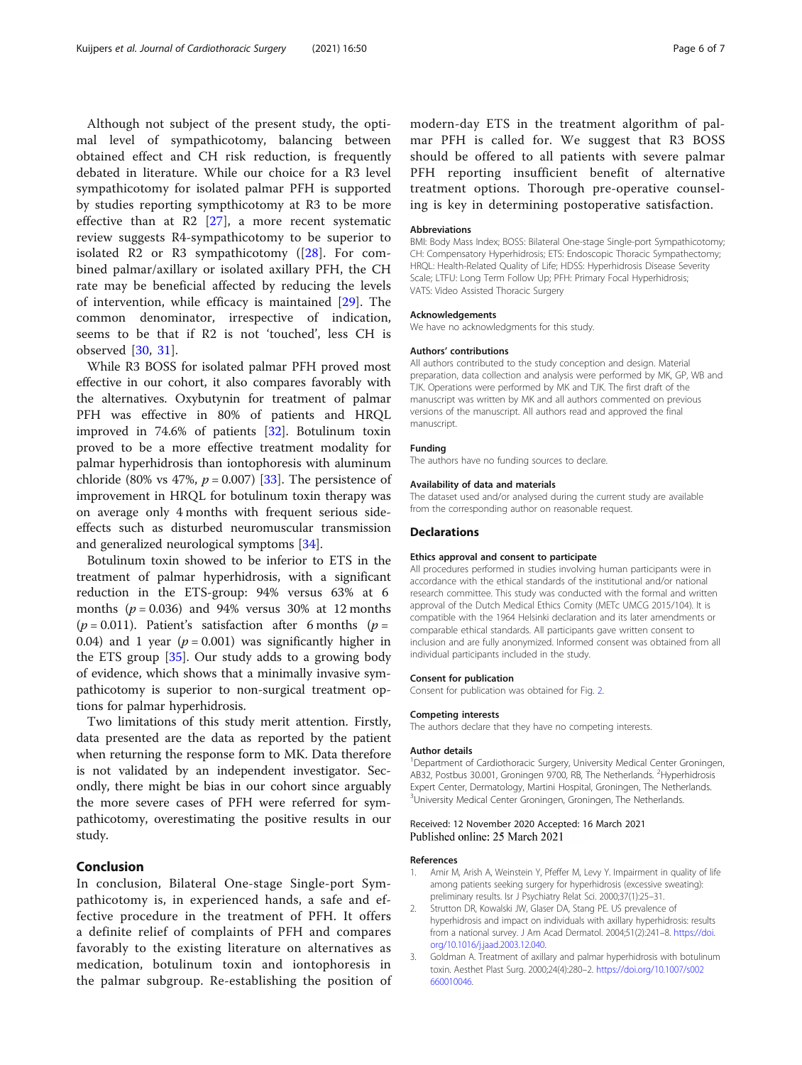Although not subject of the present study, the optimal level of sympathicotomy, balancing between obtained effect and CH risk reduction, is frequently debated in literature. While our choice for a R3 level sympathicotomy for isolated palmar PFH is supported by studies reporting sympthicotomy at R3 to be more effective than at R2 [27], a more recent systematic review suggests R4-sympathicotomy to be superior to isolated R2 or R3 sympathicotomy ([28]. For combined palmar/axillary or isolated axillary PFH, the CH rate may be beneficial affected by reducing the levels of intervention, while efficacy is maintained [29]. The common denominator, irrespective of indication, seems to be that if R2 is not 'touched', less CH is observed [30, 31].

While R3 BOSS for isolated palmar PFH proved most effective in our cohort, it also compares favorably with the alternatives. Oxybutynin for treatment of palmar PFH was effective in 80% of patients and HRQL improved in 74.6% of patients [32]. Botulinum toxin proved to be a more effective treatment modality for palmar hyperhidrosis than iontophoresis with aluminum chloride (80% vs 47%, $p = 0.007$) [33]. The persistence of improvement in HRQL for botulinum toxin therapy was on average only 4 months with frequent serious side-effects such as disturbed neuromuscular transmission and generalized neurological symptoms [34].

Botulinum toxin showed to be inferior to ETS in the treatment of palmar hyperhidrosis, with a significant reduction in the ETS-group: 94% versus 63% at 6 months ($p = 0.036$) and 94% versus 30% at 12 months ($p = 0.011$). Patient's satisfaction after 6 months ($p = 0.04$) and 1 year ($p = 0.001$) was significantly higher in the ETS group [35]. Our study adds to a growing body of evidence, which shows that a minimally invasive sympathicotomy is superior to non-surgical treatment options for palmar hyperhidrosis.

Two limitations of this study merit attention. Firstly, data presented are the data as reported by the patient when returning the response form to MK. Data therefore is not validated by an independent investigator. Secondly, there might be bias in our cohort since arguably the more severe cases of PFH were referred for sympathicotomy, overestimating the positive results in our study.

## Conclusion

In conclusion, Bilateral One-stage Single-port Sympathicotomy is, in experienced hands, a safe and effective procedure in the treatment of PFH. It offers a definite relief of complaints of PFH and compares favorably to the existing literature on alternatives as medication, botulinum toxin and iontophoresis in the palmar subgroup. Re-establishing the position of modern-day ETS in the treatment algorithm of palmar PFH is called for. We suggest that R3 BOSS should be offered to all patients with severe palmar PFH reporting insufficient benefit of alternative treatment options. Thorough pre-operative counseling is key in determining postoperative satisfaction.

### Abbreviations

BMI: Body Mass Index; BOSS: Bilateral One-stage Single-port Sympathicotomy; CH: Compensatory Hyperhidrosis; ETS: Endoscopic Thoracic Sympathectomy; HRQL: Health-Related Quality of Life; HDSS: Hyperhidrosis Disease Severity Scale; LTFU: Long Term Follow Up; PFH: Primary Focal Hyperhidrosis; VATS: Video Assisted Thoracic Surgery

### Acknowledgements

We have no acknowledgments for this study.

### Authors' contributions

All authors contributed to the study conception and design. Material preparation, data collection and analysis were performed by MK, GP, WB and TJK. Operations were performed by MK and TJK. The first draft of the manuscript was written by MK and all authors commented on previous versions of the manuscript. All authors read and approved the final manuscript.

### Funding

The authors have no funding sources to declare.

### Availability of data and materials

The dataset used and/or analysed during the current study are available from the corresponding author on reasonable request.

## Declarations

### Ethics approval and consent to participate

All procedures performed in studies involving human participants were in accordance with the ethical standards of the institutional and/or national research committee. This study was conducted with the formal and written approval of the Dutch Medical Ethics Comity (METc UMCG 2015/104). It is compatible with the 1964 Helsinki declaration and its later amendments or comparable ethical standards. All participants gave written consent to inclusion and are fully anonymized. Informed consent was obtained from all individual participants included in the study.

### Consent for publication

Consent for publication was obtained for Fig. 2.

### Competing interests

The authors declare that they have no competing interests.

### Author details

[1]Department of Cardiothoracic Surgery, University Medical Center Groningen, AB32, Postbus 30.001, Groningen 9700, RB, The Netherlands. [2]Hyperhidrosis Expert Center, Dermatology, Martini Hospital, Groningen, The Netherlands. [3]University Medical Center Groningen, Groningen, The Netherlands.

Received: 12 November 2020 Accepted: 16 March 2021
Published online: 25 March 2021

### References

1. Amir M, Arish A, Weinstein Y, Pfeffer M, Levy Y. Impairment in quality of life among patients seeking surgery for hyperhidrosis (excessive sweating): preliminary results. Isr J Psychiatry Relat Sci. 2000;37(1):25–31.
2. Strutton DR, Kowalski JW, Glaser DA, Stang PE. US prevalence of hyperhidrosis and impact on individuals with axillary hyperhidrosis: results from a national survey. J Am Acad Dermatol. 2004;51(2):241–8. https://doi.org/10.1016/j.jaad.2003.12.040.
3. Goldman A. Treatment of axillary and palmar hyperhidrosis with botulinum toxin. Aesthet Plast Surg. 2000;24(4):280–2. https://doi.org/10.1007/s002660010046.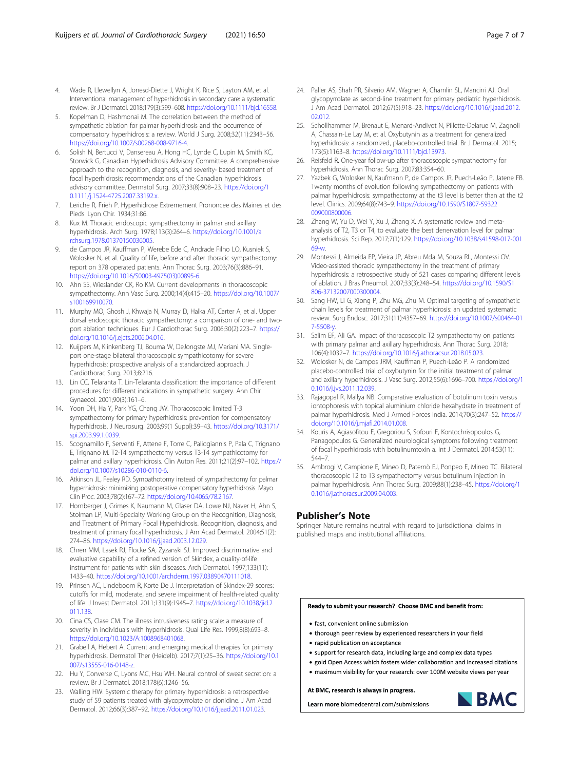4. Wade R, Llewellyn A, Jonesd-Diette J, Wright K, Rice S, Layton AM, et al. Interventional management of hyperhidrosis in secondary care: a systematic review. Br J Dermatol. 2018;179(3):599–608. https://doi.org/10.1111/bjd.16558.
5. Kopelman D, Hashmonai M. The correlation between the method of sympathetic ablation for palmar hyperhidrosis and the occurrence of compensatory hyperhidrosis: a review. World J Surg. 2008;32(11):2343–56. https://doi.org/10.1007/s00268-008-9716-4.
6. Solish N, Bertucci V, Dansereau A, Hong HC, Lynde C, Lupin M, Smith KC, Storwick G, Canadian Hyperhidrosis Advisory Committee. A comprehensive approach to the recognition, diagnosis, and severity- based treatment of focal hyperhidrosis: recommendations of the Canadian hyperhidrosis advisory committee. Dermatol Surg. 2007;33(8):908–23. https://doi.org/10.1111/j.1524-4725.2007.33192.x.
7. Leriche R, Frieh P. Hyperhidrose Extremement Prononcee des Maines et des Pieds. Lyon Chir. 1934;31:86.
8. Kux M. Thoracic endoscopic sympathectomy in palmar and axillary hyperhidrosis. Arch Surg. 1978;113(3):264–6. https://doi.org/10.1001/archsurg.1978.01370150036005.
9. de Campos JR, Kauffman P, Werebe Ede C, Andrade Filho LO, Kusniek S, Wolosker N, et al. Quality of life, before and after thoracic sympathectomy: report on 378 operated patients. Ann Thorac Surg. 2003;76(3):886–91. https://doi.org/10.1016/S0003-4975(03)00895-6.
10. Ahn SS, Wieslander CK, Ro KM. Current developments in thoracoscopic sympathectomy. Ann Vasc Surg. 2000;14(4):415–20. https://doi.org/10.1007/s100169910070.
11. Murphy MO, Ghosh J, Khwaja N, Murray D, Halka AT, Carter A, et al. Upper dorsal endoscopic thoracic sympathectomy: a comparison of one- and two-port ablation techniques. Eur J Cardiothorac Surg. 2006;30(2):223–7. https://doi.org/10.1016/j.ejcts.2006.04.016.
12. Kuijpers M, Klinkenberg TJ, Bouma W, DeJongste MJ, Mariani MA. Single-port one-stage bilateral thoracoscopic sympathicotomy for severe hyperhidrosis: prospective analysis of a standardized approach. J Cardiothorac Surg. 2013;8:216.
13. Lin CC, Telaranta T. Lin-Telaranta classification: the importance of different procedures for different indications in sympathetic surgery. Ann Chir Gynaecol. 2001;90(3):161–6.
14. Yoon DH, Ha Y, Park YG, Chang JW. Thoracoscopic limited T-3 sympathectomy for primary hyperhidrosis: prevention for compensatory hyperhidrosis. J Neurosurg. 2003;99(1 Suppl):39–43. https://doi.org/10.3171/spi.2003.99.1.0039.
15. Scognamillo F, Serventi F, Attene F, Torre C, Paliogiannis P, Pala C, Trignano E, Trignano M. T2-T4 sympathectomy versus T3-T4 sympathicotomy for palmar and axillary hyperhidrosis. Clin Auton Res. 2011;21(2):97–102. https://doi.org/10.1007/s10286-010-0110-6.
16. Atkinson JL, Fealey RD. Sympathotomy instead of sympathectomy for palmar hyperhidrosis: minimizing postoperative compensatory hyperhidrosis. Mayo Clin Proc. 2003;78(2):167–72. https://doi.org/10.4065/78.2.167.
17. Hornberger J, Grimes K, Naumann M, Glaser DA, Lowe NJ, Naver H, Ahn S, Stolman LP, Multi-Specialty Working Group on the Recognition, Diagnosis, and Treatment of Primary Focal Hyperhidrosis. Recognition, diagnosis, and treatment of primary focal hyperhidrosis. J Am Acad Dermatol. 2004;51(2):274–86. https://doi.org/10.1016/j.jaad.2003.12.029.
18. Chren MM, Lasek RJ, Flocke SA, Zyzanski SJ. Improved discriminative and evaluative capability of a refined version of Skindex, a quality-of-life instrument for patients with skin diseases. Arch Dermatol. 1997;133(11):1433–40. https://doi.org/10.1001/archderm.1997.03890470111018.
19. Prinsen AC, Lindeboom R, Korte De J. Interpretation of Skindex-29 scores: cutoffs for mild, moderate, and severe impairment of health-related quality of life. J Invest Dermatol. 2011;131(9):1945–7. https://doi.org/10.1038/jid.2011.138.
20. Cina CS, Clase CM. The illness intrusiveness rating scale: a measure of severity in individuals with hyperhidrosis. Qual Life Res. 1999;8(8):693–8. https://doi.org/10.1023/A:1008968401068.
21. Grabell A, Hebert A. Current and emerging medical therapies for primary hyperhidrosis. Dermatol Ther (Heidelb). 2017;7(1):25–36. https://doi.org/10.1007/s13555-016-0148-z.
22. Hu Y, Converse C, Lyons MC, Hsu WH. Neural control of sweat secretion: a review. Br J Dermatol. 2018;178(6):1246–56.
23. Walling HW. Systemic therapy for primary hyperhidrosis: a retrospective study of 59 patients treated with glycopyrrolate or clonidine. J Am Acad Dermatol. 2012;66(3):387–92. https://doi.org/10.1016/j.jaad.2011.01.023.
24. Paller AS, Shah PR, Silverio AM, Wagner A, Chamlin SL, Mancini AJ. Oral glycopyrrolate as second-line treatment for primary pediatric hyperhidrosis. J Am Acad Dermatol. 2012;67(5):918–23. https://doi.org/10.1016/j.jaad.2012.02.012.
25. Schollhammer M, Brenaut E, Menard-Andivot N, Pillette-Delarue M, Zagnoli A, Chassain-Le Lay M, et al. Oxybutynin as a treatment for generalized hyperhidrosis: a randomized, placebo-controlled trial. Br J Dermatol. 2015;173(5):1163–8. https://doi.org/10.1111/bjd.13973.
26. Reisfeld R. One-year follow-up after thoracoscopic sympathectomy for hyperhidrosis. Ann Thorac Surg. 2007;83:354–60.
27. Yazbek G, Wolosker N, Kaufmann P, de Campos JR, Puech-Leão P, Jatene FB. Twenty months of evolution following sympathectomy on patients with palmar hyperhidrosis: sympathectomy at the t3 level is better than at the t2 level. Clinics. 2009;64(8):743–9. https://doi.org/10.1590/S1807-59322009000800006.
28. Zhang W, Yu D, Wei Y, Xu J, Zhang X. A systematic review and meta-analysis of T2, T3 or T4, to evaluate the best denervation level for palmar hyperhidrosis. Sci Rep. 2017;7(1):129. https://doi.org/10.1038/s41598-017-00169-w.
29. Montessi J, Almeida EP, Vieira JP, Abreu Mda M, Souza RL, Montessi OV. Video-assisted thoracic sympathectomy in the treatment of primary hyperhidrosis: a retrospective study of 521 cases comparing different levels of ablation. J Bras Pneumol. 2007;33(3):248–54. https://doi.org/10.1590/S1806-37132007000300004.
30. Sang HW, Li G, Xiong P, Zhu MG, Zhu M. Optimal targeting of sympathetic chain levels for treatment of palmar hyperhidrosis: an updated systematic review. Surg Endosc. 2017;31(11):4357–69. https://doi.org/10.1007/s00464-017-5508-y.
31. Salim EF, Ali GA. Impact of thoracoscopic T2 sympathectomy on patients with primary palmar and axillary hyperhidrosis. Ann Thorac Surg. 2018;106(4):1032–7. https://doi.org/10.1016/j.athoracsur.2018.05.023.
32. Wolosker N, de Campos JRM, Kauffman P, Puech-Leão P. A randomized placebo-controlled trial of oxybutynin for the initial treatment of palmar and axillary hyperhidrosis. J Vasc Surg. 2012;55(6):1696–700. https://doi.org/10.1016/j.jvs.2011.12.039.
33. Rajagopal R, Mallya NB. Comparative evaluation of botulinum toxin versus iontophoresis with topical aluminium chloride hexahydrate in treatment of palmar hyperhidrosis. Med J Armed Forces India. 2014;70(3):247–52. https://doi.org/10.1016/j.mjafi.2014.01.008.
34. Kouris A, Agiasofitou E, Gregoriou S, Sofouri E, Kontochrisopoulos G, Panagopoulos G. Generalized neurological symptoms following treatment of focal hyperhidrosis with botulinumtoxin a. Int J Dermatol. 2014;53(11):544–7.
35. Ambrogi V, Campione E, Mineo D, Paternò EJ, Ponpeo E, Mineo TC. Bilateral thoracoscopic T2 to T3 sympathectomy versus botulinum injection in palmar hyperhidrosis. Ann Thorac Surg. 2009;88(1):238–45. https://doi.org/10.1016/j.athoracsur.2009.04.003.

## Publisher's Note

Springer Nature remains neutral with regard to jurisdictional claims in published maps and institutional affiliations.

**Ready to submit your research? Choose BMC and benefit from:**

- fast, convenient online submission
- thorough peer review by experienced researchers in your field
- rapid publication on acceptance
- support for research data, including large and complex data types
- gold Open Access which fosters wider collaboration and increased citations
- maximum visibility for your research: over 100M website views per year

**At BMC, research is always in progress.**

**Learn more** biomedcentral.com/submissions

BMC